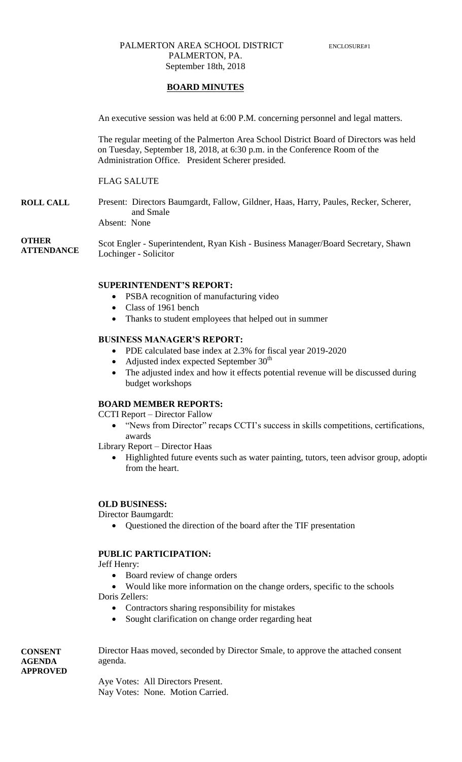PALMERTON AREA SCHOOL DISTRICT
PALMERTON, PA.
September 18th, 2018

ENCLOSURE#1

# BOARD MINUTES

An executive session was held at 6:00 P.M. concerning personnel and legal matters.

The regular meeting of the Palmerton Area School District Board of Directors was held on Tuesday, September 18, 2018, at 6:30 p.m. in the Conference Room of the Administration Office. President Scherer presided.

FLAG SALUTE

**ROLL CALL** Present: Directors Baumgardt, Fallow, Gildner, Haas, Harry, Paules, Recker, Scherer, and Smale
Absent: None

**OTHER ATTENDANCE** Scot Engler - Superintendent, Ryan Kish - Business Manager/Board Secretary, Shawn Lochinger - Solicitor

## SUPERINTENDENT'S REPORT:

- PSBA recognition of manufacturing video
- Class of 1961 bench
- Thanks to student employees that helped out in summer

## BUSINESS MANAGER'S REPORT:

- PDE calculated base index at 2.3% for fiscal year 2019-2020
- Adjusted index expected September 30th
- The adjusted index and how it effects potential revenue will be discussed during budget workshops

## BOARD MEMBER REPORTS:

CCTI Report – Director Fallow

- "News from Director" recaps CCTI's success in skills competitions, certifications, awards

Library Report – Director Haas

- Highlighted future events such as water painting, tutors, teen advisor group, adoptio from the heart.

## OLD BUSINESS:

Director Baumgardt:

- Questioned the direction of the board after the TIF presentation

## PUBLIC PARTICIPATION:

Jeff Henry:

- Board review of change orders
- Would like more information on the change orders, specific to the schools

Doris Zellers:

- Contractors sharing responsibility for mistakes
- Sought clarification on change order regarding heat

**CONSENT AGENDA APPROVED** Director Haas moved, seconded by Director Smale, to approve the attached consent agenda.

Aye Votes: All Directors Present.
Nay Votes: None. Motion Carried.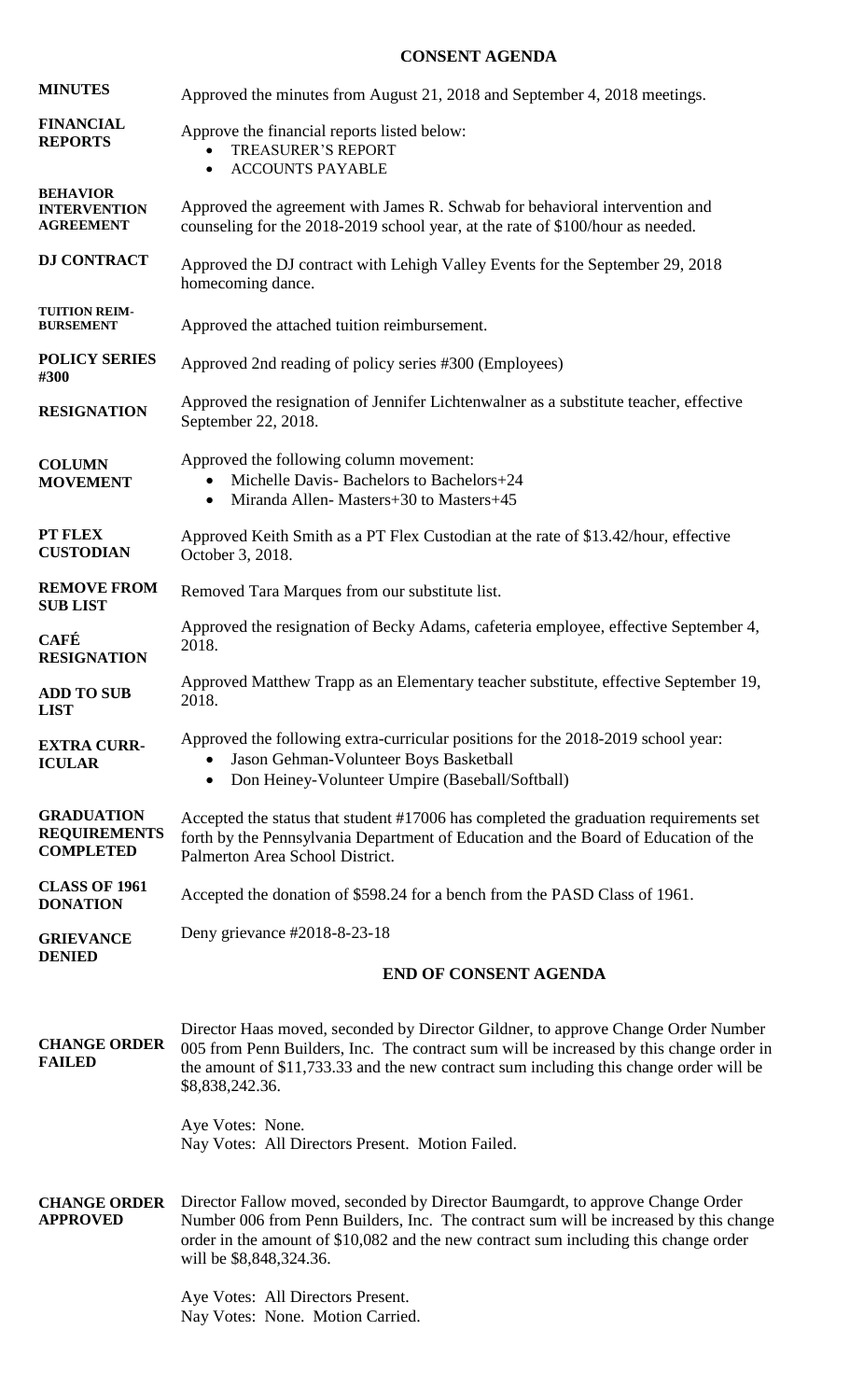## CONSENT AGENDA

**MINUTES**
Approved the minutes from August 21, 2018 and September 4, 2018 meetings.

**FINANCIAL REPORTS**
Approve the financial reports listed below:
- TREASURER'S REPORT
- ACCOUNTS PAYABLE

**BEHAVIOR INTERVENTION AGREEMENT**
Approved the agreement with James R. Schwab for behavioral intervention and counseling for the 2018-2019 school year, at the rate of $100/hour as needed.

**DJ CONTRACT**
Approved the DJ contract with Lehigh Valley Events for the September 29, 2018 homecoming dance.

**TUITION REIM-BURSEMENT**
Approved the attached tuition reimbursement.

**POLICY SERIES #300**
Approved 2nd reading of policy series #300 (Employees)

**RESIGNATION**
Approved the resignation of Jennifer Lichtenwalner as a substitute teacher, effective September 22, 2018.

**COLUMN MOVEMENT**
Approved the following column movement:
- Michelle Davis- Bachelors to Bachelors+24
- Miranda Allen- Masters+30 to Masters+45

**PT FLEX CUSTODIAN**
Approved Keith Smith as a PT Flex Custodian at the rate of $13.42/hour, effective October 3, 2018.

**REMOVE FROM SUB LIST**
Removed Tara Marques from our substitute list.

**CAFÉ RESIGNATION**
Approved the resignation of Becky Adams, cafeteria employee, effective September 4, 2018.

**ADD TO SUB LIST**
Approved Matthew Trapp as an Elementary teacher substitute, effective September 19, 2018.

**EXTRA CURR-ICULAR**
Approved the following extra-curricular positions for the 2018-2019 school year:
- Jason Gehman-Volunteer Boys Basketball
- Don Heiney-Volunteer Umpire (Baseball/Softball)

**GRADUATION REQUIREMENTS COMPLETED**
Accepted the status that student #17006 has completed the graduation requirements set forth by the Pennsylvania Department of Education and the Board of Education of the Palmerton Area School District.

**CLASS OF 1961 DONATION**
Accepted the donation of $598.24 for a bench from the PASD Class of 1961.

**GRIEVANCE DENIED**
Deny grievance #2018-8-23-18

## END OF CONSENT AGENDA

**CHANGE ORDER FAILED**
Director Haas moved, seconded by Director Gildner, to approve Change Order Number 005 from Penn Builders, Inc. The contract sum will be increased by this change order in the amount of $11,733.33 and the new contract sum including this change order will be $8,838,242.36.

Aye Votes: None.
Nay Votes: All Directors Present. Motion Failed.

**CHANGE ORDER APPROVED**
Director Fallow moved, seconded by Director Baumgardt, to approve Change Order Number 006 from Penn Builders, Inc. The contract sum will be increased by this change order in the amount of $10,082 and the new contract sum including this change order will be $8,848,324.36.

Aye Votes: All Directors Present.
Nay Votes: None. Motion Carried.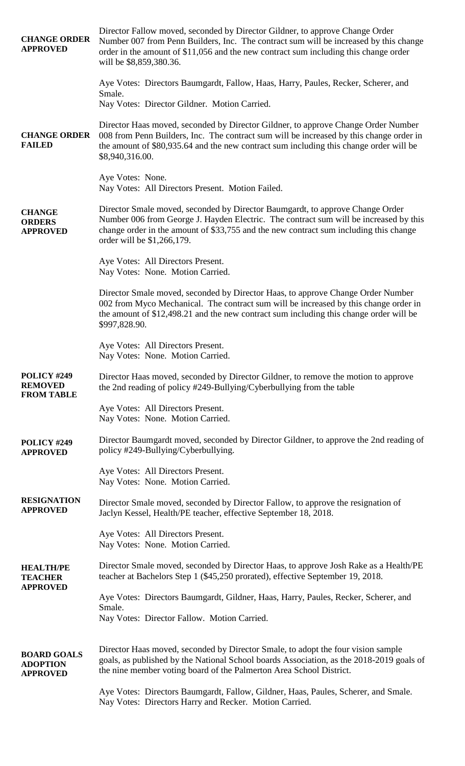**CHANGE ORDER APPROVED**

Director Fallow moved, seconded by Director Gildner, to approve Change Order Number 007 from Penn Builders, Inc. The contract sum will be increased by this change order in the amount of $11,056 and the new contract sum including this change order will be $8,859,380.36.

Aye Votes: Directors Baumgardt, Fallow, Haas, Harry, Paules, Recker, Scherer, and Smale.
Nay Votes: Director Gildner. Motion Carried.

**CHANGE ORDER FAILED**

Director Haas moved, seconded by Director Gildner, to approve Change Order Number 008 from Penn Builders, Inc. The contract sum will be increased by this change order in the amount of $80,935.64 and the new contract sum including this change order will be $8,940,316.00.

Aye Votes: None.
Nay Votes: All Directors Present. Motion Failed.

**CHANGE ORDERS APPROVED**

Director Smale moved, seconded by Director Baumgardt, to approve Change Order Number 006 from George J. Hayden Electric. The contract sum will be increased by this change order in the amount of $33,755 and the new contract sum including this change order will be $1,266,179.

Aye Votes: All Directors Present.
Nay Votes: None. Motion Carried.

Director Smale moved, seconded by Director Haas, to approve Change Order Number 002 from Myco Mechanical. The contract sum will be increased by this change order in the amount of $12,498.21 and the new contract sum including this change order will be $997,828.90.

Aye Votes: All Directors Present.
Nay Votes: None. Motion Carried.

**POLICY #249 REMOVED FROM TABLE**

Director Haas moved, seconded by Director Gildner, to remove the motion to approve the 2nd reading of policy #249-Bullying/Cyberbullying from the table

Aye Votes: All Directors Present.
Nay Votes: None. Motion Carried.

**POLICY #249 APPROVED**

Director Baumgardt moved, seconded by Director Gildner, to approve the 2nd reading of policy #249-Bullying/Cyberbullying.

Aye Votes: All Directors Present.
Nay Votes: None. Motion Carried.

**RESIGNATION APPROVED**

Director Smale moved, seconded by Director Fallow, to approve the resignation of Jaclyn Kessel, Health/PE teacher, effective September 18, 2018.

Aye Votes: All Directors Present.
Nay Votes: None. Motion Carried.

**HEALTH/PE TEACHER APPROVED**

Director Smale moved, seconded by Director Haas, to approve Josh Rake as a Health/PE teacher at Bachelors Step 1 ($45,250 prorated), effective September 19, 2018.

Aye Votes: Directors Baumgardt, Gildner, Haas, Harry, Paules, Recker, Scherer, and Smale.
Nay Votes: Director Fallow. Motion Carried.

**BOARD GOALS ADOPTION APPROVED**

Director Haas moved, seconded by Director Smale, to adopt the four vision sample goals, as published by the National School boards Association, as the 2018-2019 goals of the nine member voting board of the Palmerton Area School District.

Aye Votes: Directors Baumgardt, Fallow, Gildner, Haas, Paules, Scherer, and Smale.
Nay Votes: Directors Harry and Recker. Motion Carried.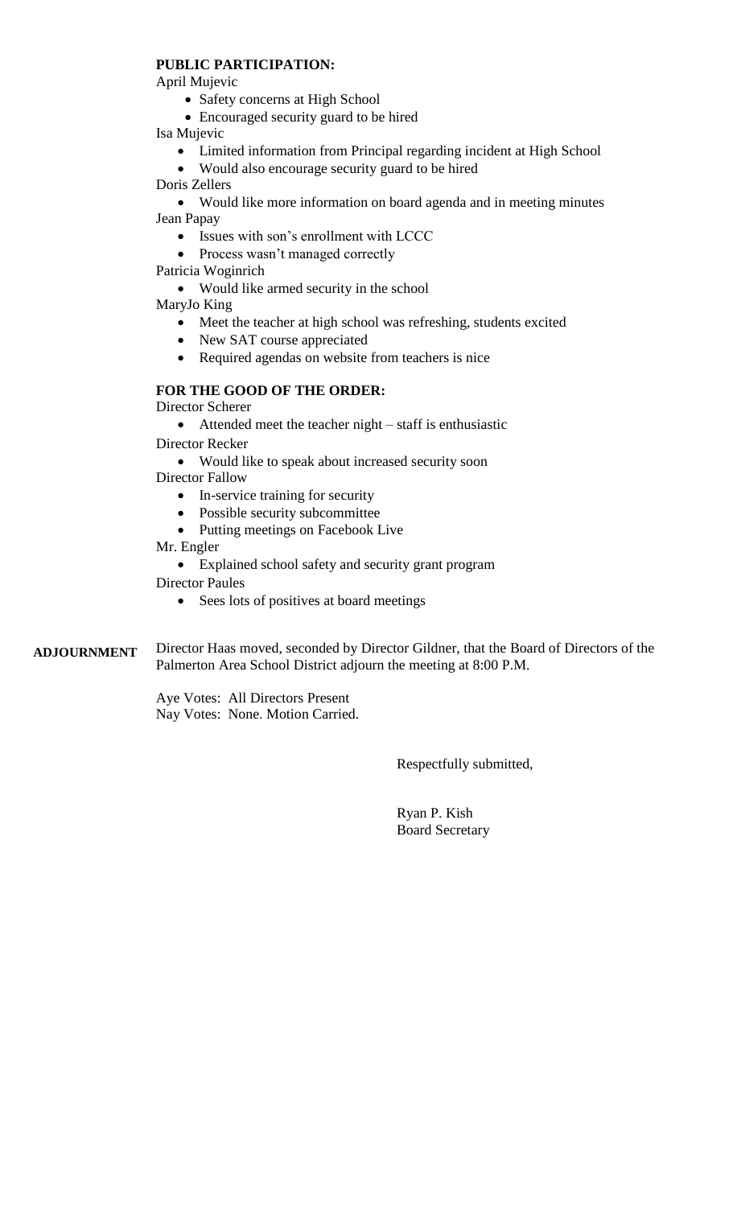**PUBLIC PARTICIPATION:**

April Mujevic

- Safety concerns at High School
- Encouraged security guard to be hired

Isa Mujevic

- Limited information from Principal regarding incident at High School
- Would also encourage security guard to be hired

Doris Zellers

- Would like more information on board agenda and in meeting minutes

Jean Papay

- Issues with son's enrollment with LCCC
- Process wasn't managed correctly

Patricia Woginrich

- Would like armed security in the school

MaryJo King

- Meet the teacher at high school was refreshing, students excited
- New SAT course appreciated
- Required agendas on website from teachers is nice

**FOR THE GOOD OF THE ORDER:**

Director Scherer

- Attended meet the teacher night – staff is enthusiastic

Director Recker

- Would like to speak about increased security soon

Director Fallow

- In-service training for security
- Possible security subcommittee
- Putting meetings on Facebook Live

Mr. Engler

- Explained school safety and security grant program

Director Paules

- Sees lots of positives at board meetings

**ADJOURNMENT**

Director Haas moved, seconded by Director Gildner, that the Board of Directors of the Palmerton Area School District adjourn the meeting at 8:00 P.M.

Aye Votes: All Directors Present
Nay Votes: None. Motion Carried.

Respectfully submitted,

Ryan P. Kish
Board Secretary